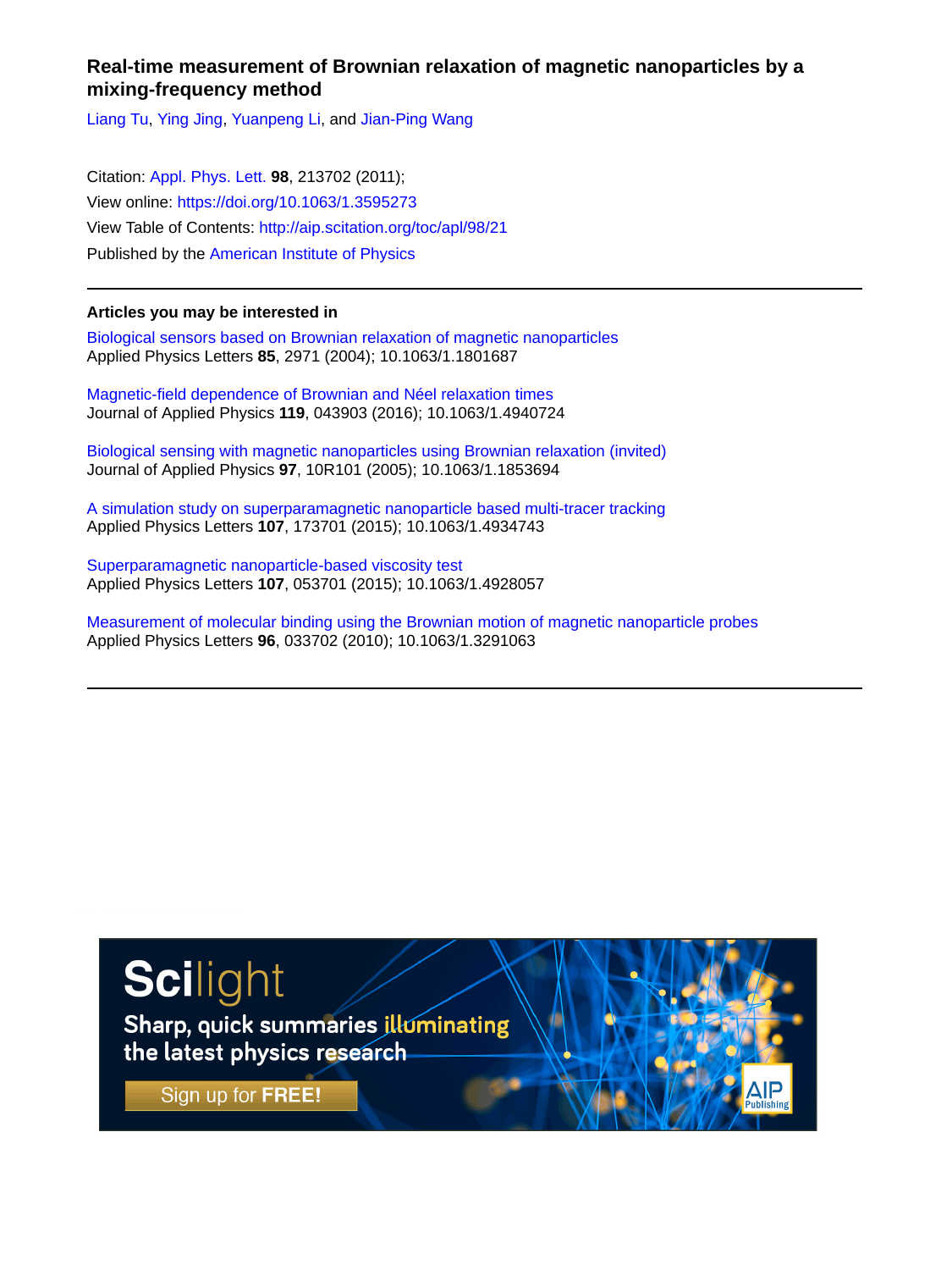# Real-time measurement of Brownian relaxation of magnetic nanoparticles by a mixing-frequency method

Liang Tu, Ying Jing, Yuanpeng Li, and Jian-Ping Wang

Citation: Appl. Phys. Lett. **98**, 213702 (2011);
View online: https://doi.org/10.1063/1.3595273
View Table of Contents: http://aip.scitation.org/toc/apl/98/21
Published by the American Institute of Physics

---

**Articles you may be interested in**

Biological sensors based on Brownian relaxation of magnetic nanoparticles
Applied Physics Letters **85**, 2971 (2004); 10.1063/1.1801687

Magnetic-field dependence of Brownian and Néel relaxation times
Journal of Applied Physics **119**, 043903 (2016); 10.1063/1.4940724

Biological sensing with magnetic nanoparticles using Brownian relaxation (invited)
Journal of Applied Physics **97**, 10R101 (2005); 10.1063/1.1853694

A simulation study on superparamagnetic nanoparticle based multi-tracer tracking
Applied Physics Letters **107**, 173701 (2015); 10.1063/1.4934743

Superparamagnetic nanoparticle-based viscosity test
Applied Physics Letters **107**, 053701 (2015); 10.1063/1.4928057

Measurement of molecular binding using the Brownian motion of magnetic nanoparticle probes
Applied Physics Letters **96**, 033702 (2010); 10.1063/1.3291063

---

Scilight
Sharp, quick summaries illuminating the latest physics research
Sign up for FREE!
AIP Publishing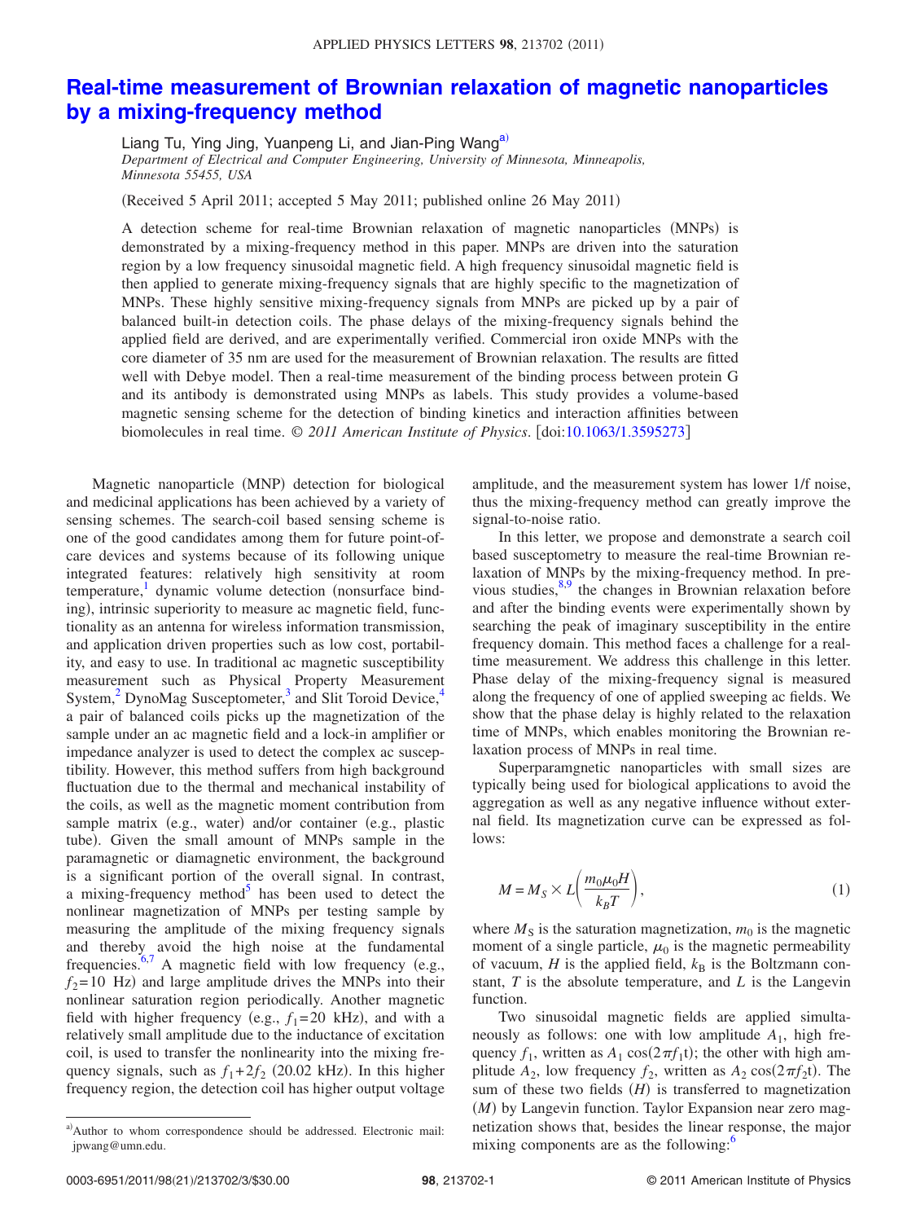# Real-time measurement of Brownian relaxation of magnetic nanoparticles by a mixing-frequency method

Liang Tu, Ying Jing, Yuanpeng Li, and Jian-Ping Wang[a]

*Department of Electrical and Computer Engineering, University of Minnesota, Minneapolis, Minnesota 55455, USA*

(Received 5 April 2011; accepted 5 May 2011; published online 26 May 2011)

A detection scheme for real-time Brownian relaxation of magnetic nanoparticles (MNPs) is demonstrated by a mixing-frequency method in this paper. MNPs are driven into the saturation region by a low frequency sinusoidal magnetic field. A high frequency sinusoidal magnetic field is then applied to generate mixing-frequency signals that are highly specific to the magnetization of MNPs. These highly sensitive mixing-frequency signals from MNPs are picked up by a pair of balanced built-in detection coils. The phase delays of the mixing-frequency signals behind the applied field are derived, and are experimentally verified. Commercial iron oxide MNPs with the core diameter of 35 nm are used for the measurement of Brownian relaxation. The results are fitted well with Debye model. Then a real-time measurement of the binding process between protein G and its antibody is demonstrated using MNPs as labels. This study provides a volume-based magnetic sensing scheme for the detection of binding kinetics and interaction affinities between biomolecules in real time. © *2011 American Institute of Physics*. [doi:10.1063/1.3595273]

Magnetic nanoparticle (MNP) detection for biological and medicinal applications has been achieved by a variety of sensing schemes. The search-coil based sensing scheme is one of the good candidates among them for future point-of-care devices and systems because of its following unique integrated features: relatively high sensitivity at room temperature,[1] dynamic volume detection (nonsurface binding), intrinsic superiority to measure ac magnetic field, functionality as an antenna for wireless information transmission, and application driven properties such as low cost, portability, and easy to use. In traditional ac magnetic susceptibility measurement such as Physical Property Measurement System,[2] DynoMag Susceptometer,[3] and Slit Toroid Device,[4] a pair of balanced coils picks up the magnetization of the sample under an ac magnetic field and a lock-in amplifier or impedance analyzer is used to detect the complex ac susceptibility. However, this method suffers from high background fluctuation due to the thermal and mechanical instability of the coils, as well as the magnetic moment contribution from sample matrix (e.g., water) and/or container (e.g., plastic tube). Given the small amount of MNPs sample in the paramagnetic or diamagnetic environment, the background is a significant portion of the overall signal. In contrast, a mixing-frequency method[5] has been used to detect the nonlinear magnetization of MNPs per testing sample by measuring the amplitude of the mixing frequency signals and thereby avoid the high noise at the fundamental frequencies.[6,7] A magnetic field with low frequency (e.g., $f_2=10$ Hz) and large amplitude drives the MNPs into their nonlinear saturation region periodically. Another magnetic field with higher frequency (e.g., $f_1=20$ kHz), and with a relatively small amplitude due to the inductance of excitation coil, is used to transfer the nonlinearity into the mixing frequency signals, such as $f_1+2f_2$ (20.02 kHz). In this higher frequency region, the detection coil has higher output voltage amplitude, and the measurement system has lower 1/f noise, thus the mixing-frequency method can greatly improve the signal-to-noise ratio.

In this letter, we propose and demonstrate a search coil based susceptometry to measure the real-time Brownian relaxation of MNPs by the mixing-frequency method. In previous studies,[8,9] the changes in Brownian relaxation before and after the binding events were experimentally shown by searching the peak of imaginary susceptibility in the entire frequency domain. This method faces a challenge for a real-time measurement. We address this challenge in this letter. Phase delay of the mixing-frequency signal is measured along the frequency of one of applied sweeping ac fields. We show that the phase delay is highly related to the relaxation time of MNPs, which enables monitoring the Brownian relaxation process of MNPs in real time.

Superparamgnetic nanoparticles with small sizes are typically being used for biological applications to avoid the aggregation as well as any negative influence without external field. Its magnetization curve can be expressed as follows:

$$M = M_S \times L\left(\frac{m_0\mu_0 H}{k_B T}\right), \tag{1}$$

where $M_S$ is the saturation magnetization, $m_0$ is the magnetic moment of a single particle, $\mu_0$ is the magnetic permeability of vacuum, $H$ is the applied field, $k_B$ is the Boltzmann constant, $T$ is the absolute temperature, and $L$ is the Langevin function.

Two sinusoidal magnetic fields are applied simultaneously as follows: one with low amplitude $A_1$, high frequency $f_1$, written as $A_1\cos(2\pi f_1 t)$; the other with high amplitude $A_2$, low frequency $f_2$, written as $A_2\cos(2\pi f_2 t)$. The sum of these two fields ($H$) is transferred to magnetization ($M$) by Langevin function. Taylor Expansion near zero magnetization shows that, besides the linear response, the major mixing components are as the following:[6]

[a]Author to whom correspondence should be addressed. Electronic mail: jpwang@umn.edu.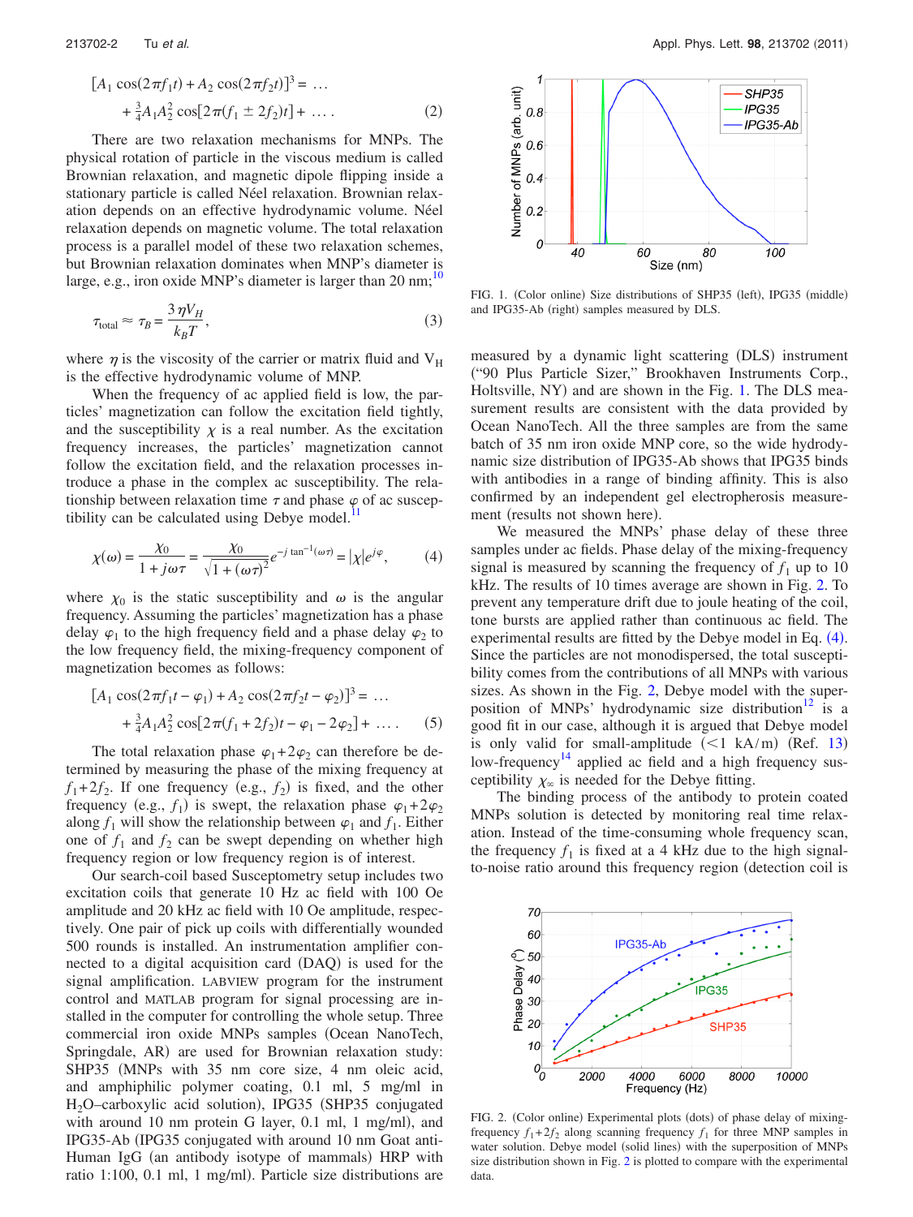$$[A_1 \cos(2\pi f_1 t) + A_2 \cos(2\pi f_2 t)]^3 = \ldots + \frac{3}{4} A_1 A_2^2 \cos[2\pi(f_1 \pm 2f_2)t] + \ldots . \quad (2)$$

There are two relaxation mechanisms for MNPs. The physical rotation of particle in the viscous medium is called Brownian relaxation, and magnetic dipole flipping inside a stationary particle is called Néel relaxation. Brownian relaxation depends on an effective hydrodynamic volume. Néel relaxation depends on magnetic volume. The total relaxation process is a parallel model of these two relaxation schemes, but Brownian relaxation dominates when MNP's diameter is large, e.g., iron oxide MNP's diameter is larger than 20 nm;[10]

$$\tau_{\text{total}} \approx \tau_B = \frac{3\eta V_H}{k_B T}, \quad (3)$$

where $\eta$ is the viscosity of the carrier or matrix fluid and $V_H$ is the effective hydrodynamic volume of MNP.

When the frequency of ac applied field is low, the particles' magnetization can follow the excitation field tightly, and the susceptibility $\chi$ is a real number. As the excitation frequency increases, the particles' magnetization cannot follow the excitation field, and the relaxation processes introduce a phase in the complex ac susceptibility. The relationship between relaxation time $\tau$ and phase $\varphi$ of ac susceptibility can be calculated using Debye model.[11]

$$\chi(\omega) = \frac{\chi_0}{1 + j\omega\tau} = \frac{\chi_0}{\sqrt{1 + (\omega\tau)^2}} e^{-j\tan^{-1}(\omega\tau)} = |\chi| e^{j\varphi}, \quad (4)$$

where $\chi_0$ is the static susceptibility and $\omega$ is the angular frequency. Assuming the particles' magnetization has a phase delay $\varphi_1$ to the high frequency field and a phase delay $\varphi_2$ to the low frequency field, the mixing-frequency component of magnetization becomes as follows:

$$[A_1 \cos(2\pi f_1 t - \varphi_1) + A_2 \cos(2\pi f_2 t - \varphi_2)]^3 = \ldots + \frac{3}{4} A_1 A_2^2 \cos[2\pi(f_1 + 2f_2)t - \varphi_1 - 2\varphi_2] + \ldots . \quad (5)$$

The total relaxation phase $\varphi_1 + 2\varphi_2$ can therefore be determined by measuring the phase of the mixing frequency at $f_1 + 2f_2$. If one frequency (e.g., $f_2$) is fixed, and the other frequency (e.g., $f_1$) is swept, the relaxation phase $\varphi_1 + 2\varphi_2$ along $f_1$ will show the relationship between $\varphi_1$ and $f_1$. Either one of $f_1$ and $f_2$ can be swept depending on whether high frequency region or low frequency region is of interest.

Our search-coil based Susceptometry setup includes two excitation coils that generate 10 Hz ac field with 100 Oe amplitude and 20 kHz ac field with 10 Oe amplitude, respectively. One pair of pick up coils with differentially wounded 500 rounds is installed. An instrumentation amplifier connected to a digital acquisition card (DAQ) is used for the signal amplification. LABVIEW program for the instrument control and MATLAB program for signal processing are installed in the computer for controlling the whole setup. Three commercial iron oxide MNPs samples (Ocean NanoTech, Springdale, AR) are used for Brownian relaxation study: SHP35 (MNPs with 35 nm core size, 4 nm oleic acid, and amphiphilic polymer coating, 0.1 ml, 5 mg/ml in $H_2O$–carboxylic acid solution), IPG35 (SHP35 conjugated with around 10 nm protein G layer, 0.1 ml, 1 mg/ml), and IPG35-Ab (IPG35 conjugated with around 10 nm Goat anti-Human IgG (an antibody isotype of mammals) HRP with ratio 1:100, 0.1 ml, 1 mg/ml). Particle size distributions are measured by a dynamic light scattering (DLS) instrument ("90 Plus Particle Sizer," Brookhaven Instruments Corp., Holtsville, NY) and are shown in the Fig. 1. The DLS measurement results are consistent with the data provided by Ocean NanoTech. All the three samples are from the same batch of 35 nm iron oxide MNP core, so the wide hydrodynamic size distribution of IPG35-Ab shows that IPG35 binds with antibodies in a range of binding affinity. This is also confirmed by an independent gel electropherosis measurement (results not shown here).

FIG. 1. (Color online) Size distributions of SHP35 (left), IPG35 (middle) and IPG35-Ab (right) samples measured by DLS.

We measured the MNPs' phase delay of these three samples under ac fields. Phase delay of the mixing-frequency signal is measured by scanning the frequency of $f_1$ up to 10 kHz. The results of 10 times average are shown in Fig. 2. To prevent any temperature drift due to joule heating of the coil, tone bursts are applied rather than continuous ac field. The experimental results are fitted by the Debye model in Eq. (4). Since the particles are not monodispersed, the total susceptibility comes from the contributions of all MNPs with various sizes. As shown in the Fig. 2, Debye model with the superposition of MNPs' hydrodynamic size distribution[12] is a good fit in our case, although it is argued that Debye model is only valid for small-amplitude (<1 kA/m) (Ref. 13) low-frequency[14] applied ac field and a high frequency susceptibility $\chi_\infty$ is needed for the Debye fitting.

The binding process of the antibody to protein coated MNPs solution is detected by monitoring real time relaxation. Instead of the time-consuming whole frequency scan, the frequency $f_1$ is fixed at a 4 kHz due to the high signal-to-noise ratio around this frequency region (detection coil is

FIG. 2. (Color online) Experimental plots (dots) of phase delay of mixing-frequency $f_1 + 2f_2$ along scanning frequency $f_1$ for three MNP samples in water solution. Debye model (solid lines) with the superposition of MNPs size distribution shown in Fig. 2 is plotted to compare with the experimental data.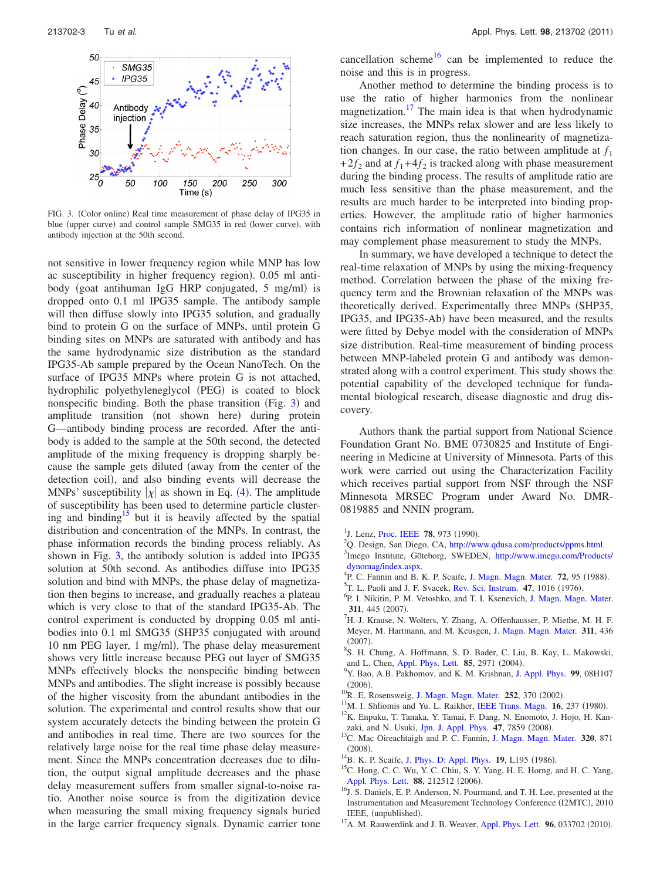SMG35
IPG35
Phase Delay (°)
Antibody injection
Time (s)
50
45
40
35
30
25
0
50
100
150
200
250
300

FIG. 3. (Color online) Real time measurement of phase delay of IPG35 in blue (upper curve) and control sample SMG35 in red (lower curve), with antibody injection at the 50th second.

not sensitive in lower frequency region while MNP has low ac susceptibility in higher frequency region). 0.05 ml antibody (goat antihuman IgG HRP conjugated, 5 mg/ml) is dropped onto 0.1 ml IPG35 sample. The antibody sample will then diffuse slowly into IPG35 solution, and gradually bind to protein G on the surface of MNPs, until protein G binding sites on MNPs are saturated with antibody and has the same hydrodynamic size distribution as the standard IPG35-Ab sample prepared by the Ocean NanoTech. On the surface of IPG35 MNPs where protein G is not attached, hydrophilic polyethyleneglycol (PEG) is coated to block nonspecific binding. Both the phase transition (Fig. 3) and amplitude transition (not shown here) during protein G—antibody binding process are recorded. After the antibody is added to the sample at the 50th second, the detected amplitude of the mixing frequency is dropping sharply because the sample gets diluted (away from the center of the detection coil), and also binding events will decrease the MNPs' susceptibility $|\chi|$ as shown in Eq. (4). The amplitude of susceptibility has been used to determine particle clustering and binding[15] but it is heavily affected by the spatial distribution and concentration of the MNPs. In contrast, the phase information records the binding process reliably. As shown in Fig. 3, the antibody solution is added into IPG35 solution at 50th second. As antibodies diffuse into IPG35 solution and bind with MNPs, the phase delay of magnetization then begins to increase, and gradually reaches a plateau which is very close to that of the standard IPG35-Ab. The control experiment is conducted by dropping 0.05 ml antibodies into 0.1 ml SMG35 (SHP35 conjugated with around 10 nm PEG layer, 1 mg/ml). The phase delay measurement shows very little increase because PEG out layer of SMG35 MNPs effectively blocks the nonspecific binding between MNPs and antibodies. The slight increase is possibly because of the higher viscosity from the abundant antibodies in the solution. The experimental and control results show that our system accurately detects the binding between the protein G and antibodies in real time. There are two sources for the relatively large noise for the real time phase delay measurement. Since the MNPs concentration decreases due to dilution, the output signal amplitude decreases and the phase delay measurement suffers from smaller signal-to-noise ratio. Another noise source is from the digitization device when measuring the small mixing frequency signals buried in the large carrier frequency signals. Dynamic carrier tone cancellation scheme[16] can be implemented to reduce the noise and this is in progress.

Another method to determine the binding process is to use the ratio of higher harmonics from the nonlinear magnetization.[17] The main idea is that when hydrodynamic size increases, the MNPs relax slower and are less likely to reach saturation region, thus the nonlinearity of magnetization changes. In our case, the ratio between amplitude at $f_1+2f_2$ and at $f_1+4f_2$ is tracked along with phase measurement during the binding process. The results of amplitude ratio are much less sensitive than the phase measurement, and the results are much harder to be interpreted into binding properties. However, the amplitude ratio of higher harmonics contains rich information of nonlinear magnetization and may complement phase measurement to study the MNPs.

In summary, we have developed a technique to detect the real-time relaxation of MNPs by using the mixing-frequency method. Correlation between the phase of the mixing frequency term and the Brownian relaxation of the MNPs was theoretically derived. Experimentally three MNPs (SHP35, IPG35, and IPG35-Ab) have been measured, and the results were fitted by Debye model with the consideration of MNPs size distribution. Real-time measurement of binding process between MNP-labeled protein G and antibody was demonstrated along with a control experiment. This study shows the potential capability of the developed technique for fundamental biological research, disease diagnostic and drug discovery.

Authors thank the partial support from National Science Foundation Grant No. BME 0730825 and Institute of Engineering in Medicine at University of Minnesota. Parts of this work were carried out using the Characterization Facility which receives partial support from NSF through the NSF Minnesota MRSEC Program under Award No. DMR-0819885 and NNIN program.

[1] J. Lenz, Proc. IEEE **78**, 973 (1990).
[2] Q. Design, San Diego, CA, http://www.qdusa.com/products/ppms.html.
[3] Imego Institute, Göteborg, SWEDEN, http://www.imego.com/Products/dynomag/index.aspx.
[4] P. C. Fannin and B. K. P. Scaife, J. Magn. Magn. Mater. **72**, 95 (1988).
[5] T. L. Paoli and J. F. Svacek, Rev. Sci. Instrum. **47**, 1016 (1976).
[6] P. I. Nikitin, P. M. Vetoshko, and T. I. Ksenevich, J. Magn. Magn. Mater. **311**, 445 (2007).
[7] H.-J. Krause, N. Wolters, Y. Zhang, A. Offenhausser, P. Miethe, M. H. F. Meyer, M. Hartmann, and M. Keusgen, J. Magn. Magn. Mater. **311**, 436 (2007).
[8] S. H. Chung, A. Hoffmann, S. D. Bader, C. Liu, B. Kay, L. Makowski, and L. Chen, Appl. Phys. Lett. **85**, 2971 (2004).
[9] Y. Bao, A.B. Pakhomov, and K. M. Krishnan, J. Appl. Phys. **99**, 08H107 (2006).
[10] R. E. Rosensweig, J. Magn. Magn. Mater. **252**, 370 (2002).
[11] M. I. Shliomis and Yu. L. Raikher, IEEE Trans. Magn. **16**, 237 (1980).
[12] K. Enpuku, T. Tanaka, Y. Tamai, F. Dang, N. Enomoto, J. Hojo, H. Kanzaki, and N. Usuki, Jpn. J. Appl. Phys. **47**, 7859 (2008).
[13] C. Mac Oireachtaigh and P. C. Fannin, J. Magn. Magn. Mater. **320**, 871 (2008).
[14] B. K. P. Scaife, J. Phys. D: Appl. Phys. **19**, L195 (1986).
[15] C. Hong, C. C. Wu, Y. C. Chiu, S. Y. Yang, H. E. Horng, and H. C. Yang, Appl. Phys. Lett. **88**, 212512 (2006).
[16] J. S. Daniels, E. P. Anderson, N. Pourmand, and T. H. Lee, presented at the Instrumentation and Measurement Technology Conference (I2MTC), 2010 IEEE, (unpublished).
[17] A. M. Rauwerdink and J. B. Weaver, Appl. Phys. Lett. **96**, 033702 (2010).